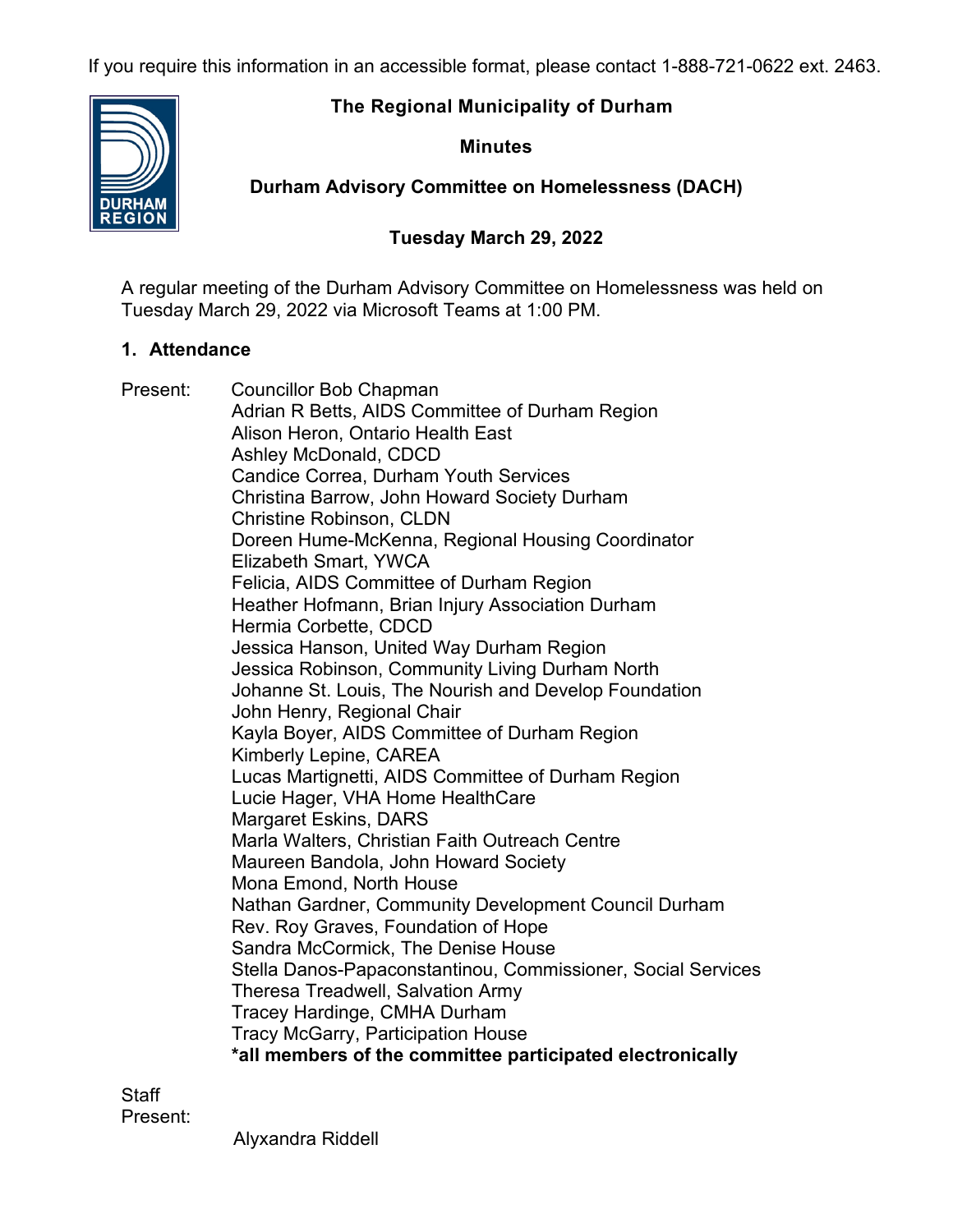If you require this information in an accessible format, please contact 1-888-721-0622 ext. 2463.

# The Regional Municipality of Durham

## Minutes

## Durham Advisory Committee on Homelessness (DACH)

### Tuesday March 29, 2022

A regular meeting of the Durham Advisory Committee on Homelessness was held on Tuesday March 29, 2022 via Microsoft Teams at 1:00 PM.

## 1. Attendance

Present:

Councillor Bob Chapman
Adrian R Betts, AIDS Committee of Durham Region
Alison Heron, Ontario Health East
Ashley McDonald, CDCD
Candice Correa, Durham Youth Services
Christina Barrow, John Howard Society Durham
Christine Robinson, CLDN
Doreen Hume-McKenna, Regional Housing Coordinator
Elizabeth Smart, YWCA
Felicia, AIDS Committee of Durham Region
Heather Hofmann, Brian Injury Association Durham
Hermia Corbette, CDCD
Jessica Hanson, United Way Durham Region
Jessica Robinson, Community Living Durham North
Johanne St. Louis, The Nourish and Develop Foundation
John Henry, Regional Chair
Kayla Boyer, AIDS Committee of Durham Region
Kimberly Lepine, CAREA
Lucas Martignetti, AIDS Committee of Durham Region
Lucie Hager, VHA Home HealthCare
Margaret Eskins, DARS
Marla Walters, Christian Faith Outreach Centre
Maureen Bandola, John Howard Society
Mona Emond, North House
Nathan Gardner, Community Development Council Durham
Rev. Roy Graves, Foundation of Hope
Sandra McCormick, The Denise House
Stella Danos-Papaconstantinou, Commissioner, Social Services
Theresa Treadwell, Salvation Army
Tracey Hardinge, CMHA Durham
Tracy McGarry, Participation House
**\*all members of the committee participated electronically**

Staff Present:

Alyxandra Riddell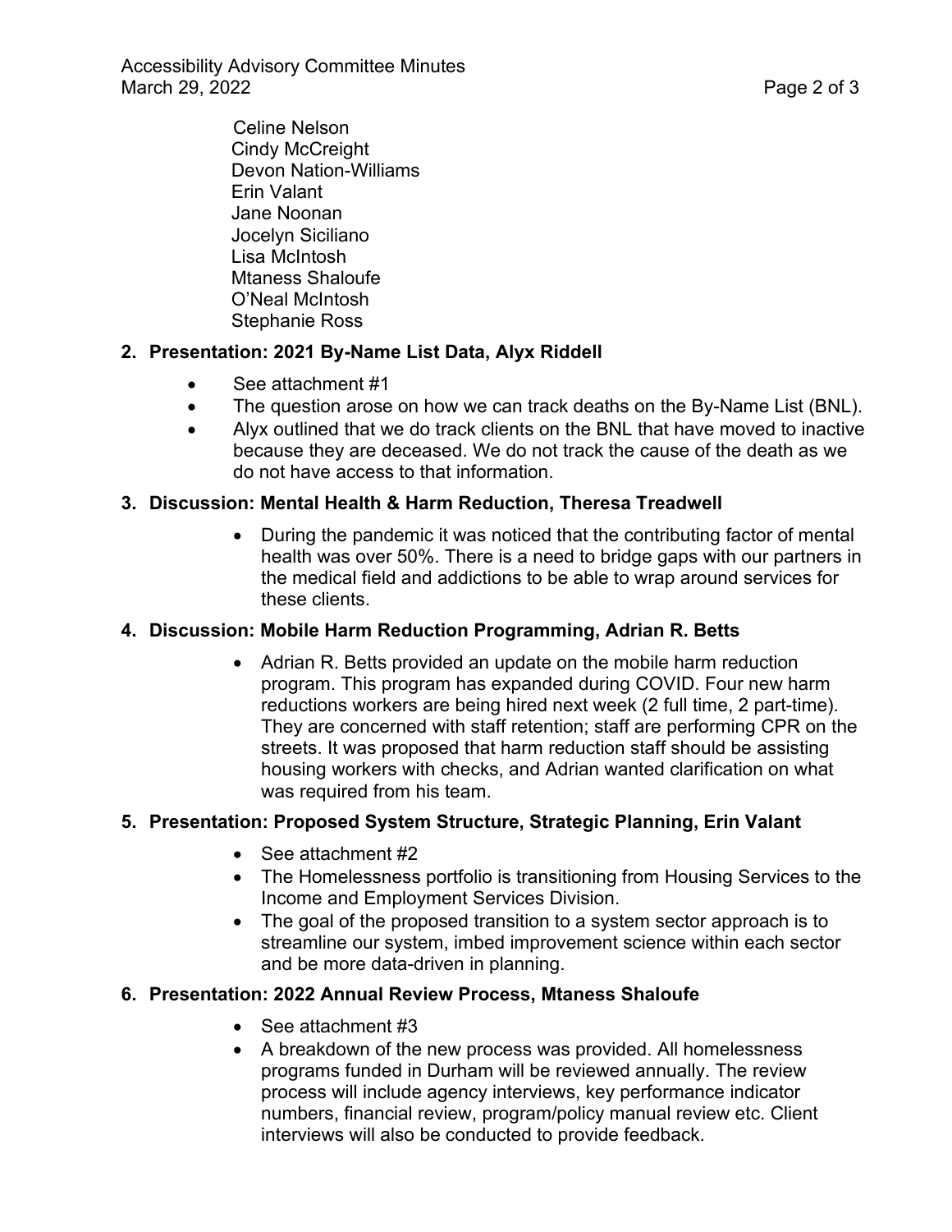Celine Nelson
Cindy McCreight
Devon Nation-Williams
Erin Valant
Jane Noonan
Jocelyn Siciliano
Lisa McIntosh
Mtaness Shaloufe
O'Neal McIntosh
Stephanie Ross

## 2. Presentation: 2021 By-Name List Data, Alyx Riddell

- See attachment #1
- The question arose on how we can track deaths on the By-Name List (BNL).
- Alyx outlined that we do track clients on the BNL that have moved to inactive because they are deceased. We do not track the cause of the death as we do not have access to that information.

## 3. Discussion: Mental Health & Harm Reduction, Theresa Treadwell

- During the pandemic it was noticed that the contributing factor of mental health was over 50%. There is a need to bridge gaps with our partners in the medical field and addictions to be able to wrap around services for these clients.

## 4. Discussion: Mobile Harm Reduction Programming, Adrian R. Betts

- Adrian R. Betts provided an update on the mobile harm reduction program. This program has expanded during COVID. Four new harm reductions workers are being hired next week (2 full time, 2 part-time). They are concerned with staff retention; staff are performing CPR on the streets. It was proposed that harm reduction staff should be assisting housing workers with checks, and Adrian wanted clarification on what was required from his team.

## 5. Presentation: Proposed System Structure, Strategic Planning, Erin Valant

- See attachment #2
- The Homelessness portfolio is transitioning from Housing Services to the Income and Employment Services Division.
- The goal of the proposed transition to a system sector approach is to streamline our system, imbed improvement science within each sector and be more data-driven in planning.

## 6. Presentation: 2022 Annual Review Process, Mtaness Shaloufe

- See attachment #3
- A breakdown of the new process was provided. All homelessness programs funded in Durham will be reviewed annually. The review process will include agency interviews, key performance indicator numbers, financial review, program/policy manual review etc. Client interviews will also be conducted to provide feedback.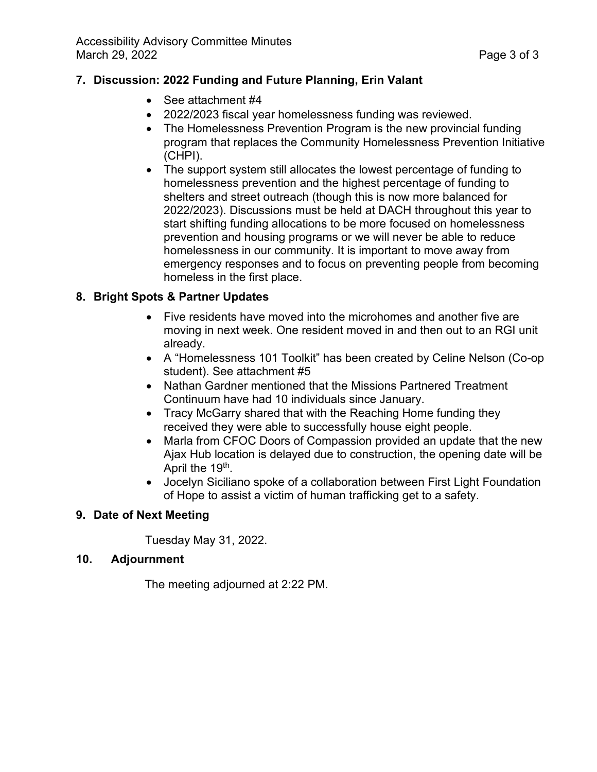## 7. Discussion: 2022 Funding and Future Planning, Erin Valant

- See attachment #4
- 2022/2023 fiscal year homelessness funding was reviewed.
- The Homelessness Prevention Program is the new provincial funding program that replaces the Community Homelessness Prevention Initiative (CHPI).
- The support system still allocates the lowest percentage of funding to homelessness prevention and the highest percentage of funding to shelters and street outreach (though this is now more balanced for 2022/2023). Discussions must be held at DACH throughout this year to start shifting funding allocations to be more focused on homelessness prevention and housing programs or we will never be able to reduce homelessness in our community. It is important to move away from emergency responses and to focus on preventing people from becoming homeless in the first place.

## 8. Bright Spots & Partner Updates

- Five residents have moved into the microhomes and another five are moving in next week. One resident moved in and then out to an RGI unit already.
- A "Homelessness 101 Toolkit" has been created by Celine Nelson (Co-op student). See attachment #5
- Nathan Gardner mentioned that the Missions Partnered Treatment Continuum have had 10 individuals since January.
- Tracy McGarry shared that with the Reaching Home funding they received they were able to successfully house eight people.
- Marla from CFOC Doors of Compassion provided an update that the new Ajax Hub location is delayed due to construction, the opening date will be April the 19th.
- Jocelyn Siciliano spoke of a collaboration between First Light Foundation of Hope to assist a victim of human trafficking get to a safety.

## 9. Date of Next Meeting

Tuesday May 31, 2022.

## 10. Adjournment

The meeting adjourned at 2:22 PM.